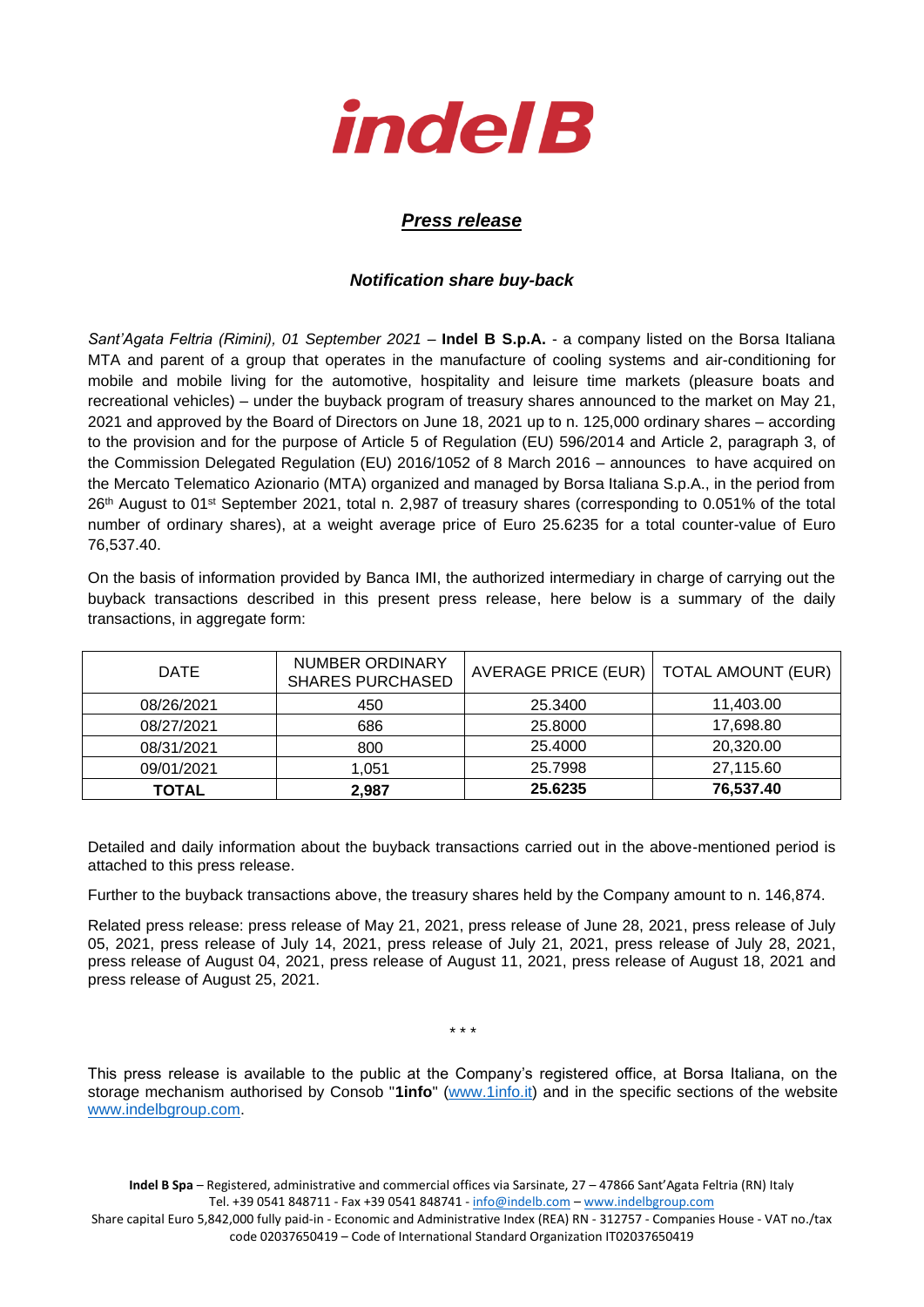# indelB

## *Press release*

### *Notification share buy-back*

*Sant'Agata Feltria (Rimini), 01 September 2021* – **Indel B S.p.A.** - a company listed on the Borsa Italiana MTA and parent of a group that operates in the manufacture of cooling systems and air-conditioning for mobile and mobile living for the automotive, hospitality and leisure time markets (pleasure boats and recreational vehicles) – under the buyback program of treasury shares announced to the market on May 21, 2021 and approved by the Board of Directors on June 18, 2021 up to n. 125,000 ordinary shares – according to the provision and for the purpose of Article 5 of Regulation (EU) 596/2014 and Article 2, paragraph 3, of the Commission Delegated Regulation (EU) 2016/1052 of 8 March 2016 – announces to have acquired on the Mercato Telematico Azionario (MTA) organized and managed by Borsa Italiana S.p.A., in the period from 26th August to 01st September 2021, total n. 2,987 of treasury shares (corresponding to 0.051% of the total number of ordinary shares), at a weight average price of Euro 25.6235 for a total counter-value of Euro 76,537.40.

On the basis of information provided by Banca IMI, the authorized intermediary in charge of carrying out the buyback transactions described in this present press release, here below is a summary of the daily transactions, in aggregate form:

| DATE | NUMBER ORDINARY SHARES PURCHASED | AVERAGE PRICE (EUR) | TOTAL AMOUNT (EUR) |
|---|---|---|---|
| 08/26/2021 | 450 | 25.3400 | 11,403.00 |
| 08/27/2021 | 686 | 25.8000 | 17,698.80 |
| 08/31/2021 | 800 | 25.4000 | 20,320.00 |
| 09/01/2021 | 1,051 | 25.7998 | 27,115.60 |
| **TOTAL** | **2,987** | **25.6235** | **76,537.40** |

Detailed and daily information about the buyback transactions carried out in the above-mentioned period is attached to this press release.

Further to the buyback transactions above, the treasury shares held by the Company amount to n. 146,874.

Related press release: press release of May 21, 2021, press release of June 28, 2021, press release of July 05, 2021, press release of July 14, 2021, press release of July 21, 2021, press release of July 28, 2021, press release of August 04, 2021, press release of August 11, 2021, press release of August 18, 2021 and press release of August 25, 2021.

\* \* \*

This press release is available to the public at the Company's registered office, at Borsa Italiana, on the storage mechanism authorised by Consob "**1info**" (www.1info.it) and in the specific sections of the website www.indelbgroup.com.

**Indel B Spa** – Registered, administrative and commercial offices via Sarsinate, 27 – 47866 Sant'Agata Feltria (RN) Italy
Tel. +39 0541 848711 - Fax +39 0541 848741 - info@indelb.com – www.indelbgroup.com
Share capital Euro 5,842,000 fully paid-in - Economic and Administrative Index (REA) RN - 312757 - Companies House - VAT no./tax code 02037650419 – Code of International Standard Organization IT02037650419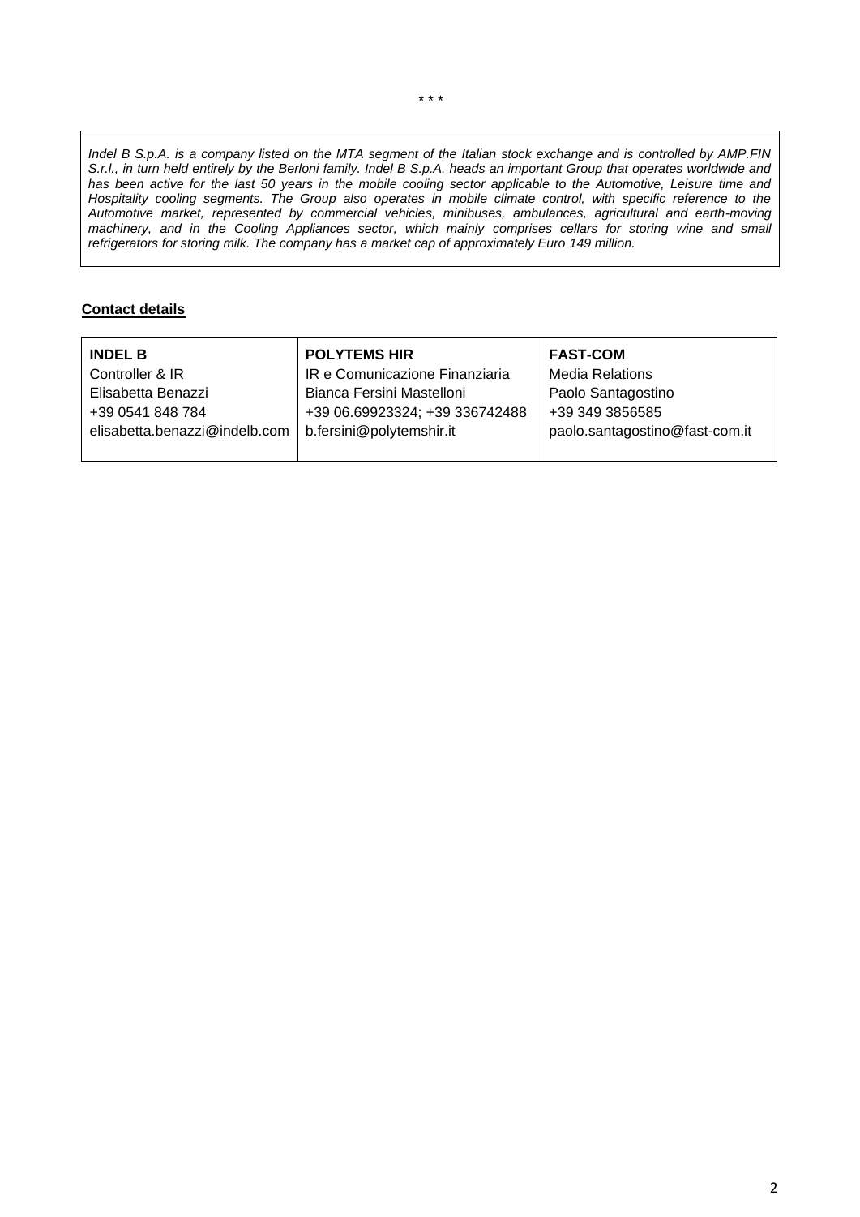\* \* \*

*Indel B S.p.A. is a company listed on the MTA segment of the Italian stock exchange and is controlled by AMP.FIN S.r.l., in turn held entirely by the Berloni family. Indel B S.p.A. heads an important Group that operates worldwide and has been active for the last 50 years in the mobile cooling sector applicable to the Automotive, Leisure time and Hospitality cooling segments. The Group also operates in mobile climate control, with specific reference to the Automotive market, represented by commercial vehicles, minibuses, ambulances, agricultural and earth-moving machinery, and in the Cooling Appliances sector, which mainly comprises cellars for storing wine and small refrigerators for storing milk. The company has a market cap of approximately Euro 149 million.*

**Contact details**

| **INDEL B** | **POLYTEMS HIR** | **FAST-COM** |
|---|---|---|
| Controller & IR | IR e Comunicazione Finanziaria | Media Relations |
| Elisabetta Benazzi | Bianca Fersini Mastelloni | Paolo Santagostino |
| +39 0541 848 784 | +39 06.69923324; +39 336742488 | +39 349 3856585 |
| elisabetta.benazzi@indelb.com | b.fersini@polytemshir.it | paolo.santagostino@fast-com.it |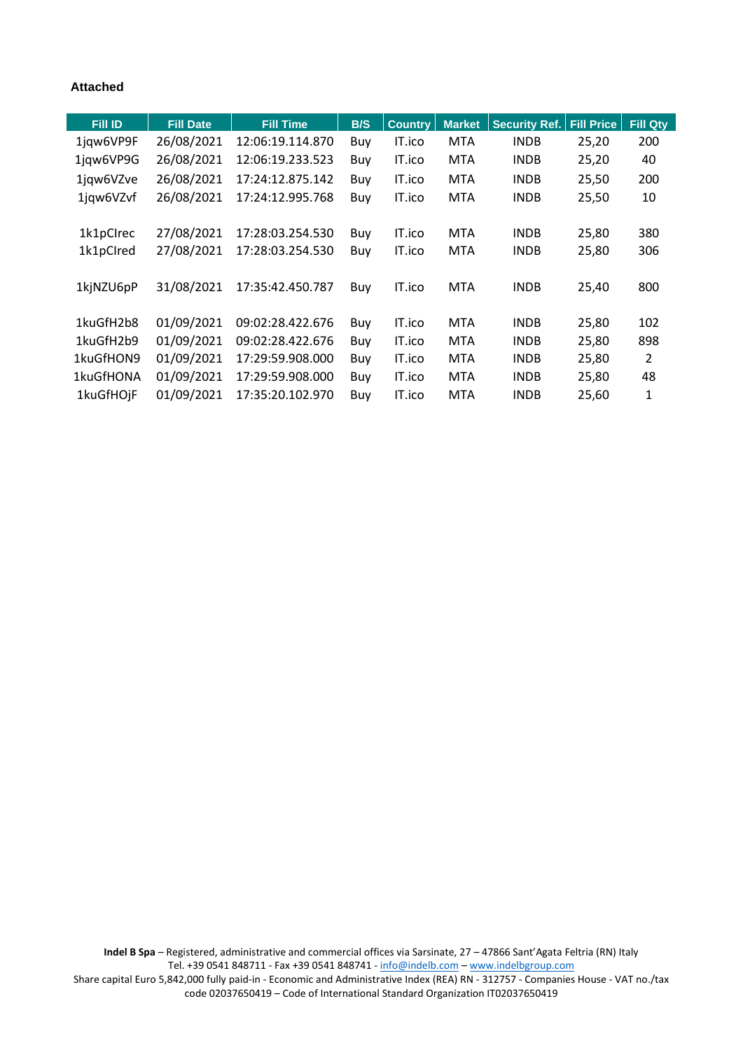**Attached**

| Fill ID | Fill Date | Fill Time | B/S | Country | Market | Security Ref. | Fill Price | Fill Qty |
|---|---|---|---|---|---|---|---|---|
| 1jqw6VP9F | 26/08/2021 | 12:06:19.114.870 | Buy | IT.ico | MTA | INDB | 25,20 | 200 |
| 1jqw6VP9G | 26/08/2021 | 12:06:19.233.523 | Buy | IT.ico | MTA | INDB | 25,20 | 40 |
| 1jqw6VZve | 26/08/2021 | 17:24:12.875.142 | Buy | IT.ico | MTA | INDB | 25,50 | 200 |
| 1jqw6VZvf | 26/08/2021 | 17:24:12.995.768 | Buy | IT.ico | MTA | INDB | 25,50 | 10 |
| 1k1pClrec | 27/08/2021 | 17:28:03.254.530 | Buy | IT.ico | MTA | INDB | 25,80 | 380 |
| 1k1pClred | 27/08/2021 | 17:28:03.254.530 | Buy | IT.ico | MTA | INDB | 25,80 | 306 |
| 1kjNZU6pP | 31/08/2021 | 17:35:42.450.787 | Buy | IT.ico | MTA | INDB | 25,40 | 800 |
| 1kuGfH2b8 | 01/09/2021 | 09:02:28.422.676 | Buy | IT.ico | MTA | INDB | 25,80 | 102 |
| 1kuGfH2b9 | 01/09/2021 | 09:02:28.422.676 | Buy | IT.ico | MTA | INDB | 25,80 | 898 |
| 1kuGfHON9 | 01/09/2021 | 17:29:59.908.000 | Buy | IT.ico | MTA | INDB | 25,80 | 2 |
| 1kuGfHONA | 01/09/2021 | 17:29:59.908.000 | Buy | IT.ico | MTA | INDB | 25,80 | 48 |
| 1kuGfHOjF | 01/09/2021 | 17:35:20.102.970 | Buy | IT.ico | MTA | INDB | 25,60 | 1 |

**Indel B Spa** – Registered, administrative and commercial offices via Sarsinate, 27 – 47866 Sant'Agata Feltria (RN) Italy
Tel. +39 0541 848711 - Fax +39 0541 848741 - info@indelb.com – www.indelbgroup.com
Share capital Euro 5,842,000 fully paid-in - Economic and Administrative Index (REA) RN - 312757 - Companies House - VAT no./tax code 02037650419 – Code of International Standard Organization IT02037650419